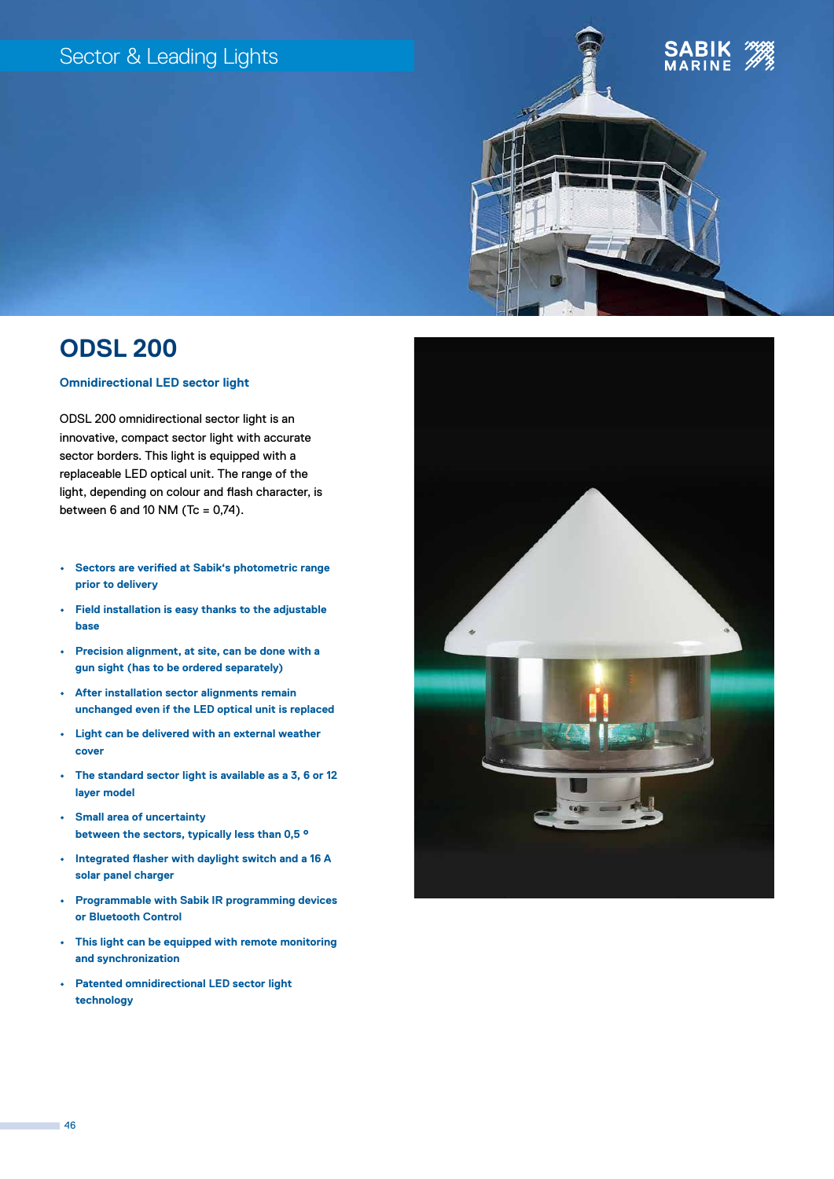Sector & Leading Lights

# ODSL 200

### Omnidirectional LED sector light

ODSL 200 omnidirectional sector light is an innovative, compact sector light with accurate sector borders. This light is equipped with a replaceable LED optical unit. The range of the light, depending on colour and flash character, is between 6 and 10 NM (Tc = 0,74).

- **Sectors are verified at Sabik's photometric range prior to delivery**
- **Field installation is easy thanks to the adjustable base**
- **Precision alignment, at site, can be done with a gun sight (has to be ordered separately)**
- **After installation sector alignments remain unchanged even if the LED optical unit is replaced**
- **Light can be delivered with an external weather cover**
- **The standard sector light is available as a 3, 6 or 12 layer model**
- **Small area of uncertainty between the sectors, typically less than 0,5 °**
- **Integrated flasher with daylight switch and a 16 A solar panel charger**
- **Programmable with Sabik IR programming devices or Bluetooth Control**
- **This light can be equipped with remote monitoring and synchronization**
- **Patented omnidirectional LED sector light technology**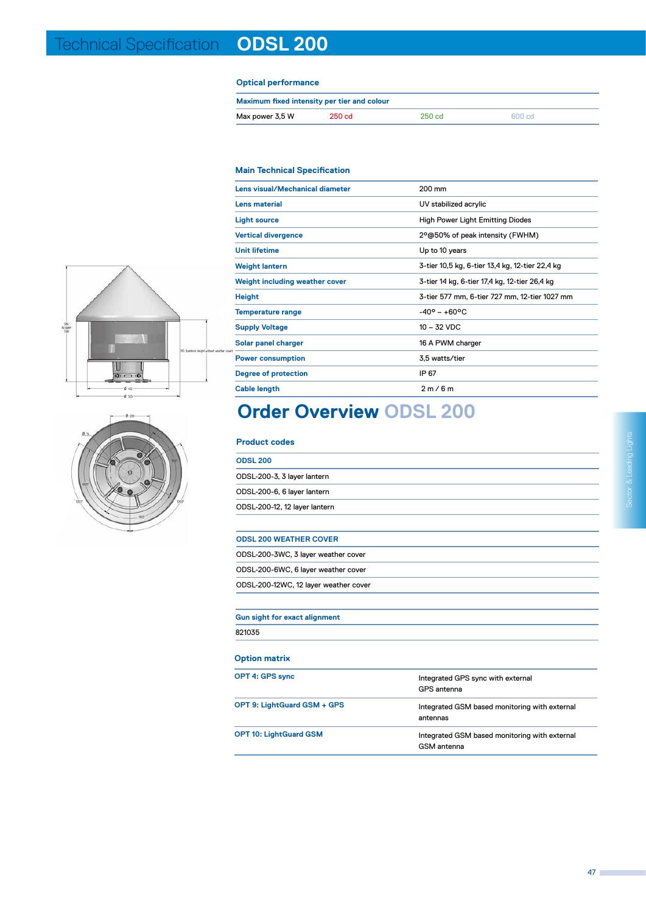# Technical Specification ODSL 200

## Optical performance

| Maximum fixed intensity per tier and colour | | | |
|---|---|---|---|
| Max power 3,5 W | 250 cd | 250 cd | 600 cd |

## Main Technical Specification

| | |
|---|---|
| Lens visual/Mechanical diameter | 200 mm |
| Lens material | UV stabilized acrylic |
| Light source | High Power Light Emitting Diodes |
| Vertical divergence | 2°@50% of peak intensity (FWHM) |
| Unit lifetime | Up to 10 years |
| Weight lantern | 3-tier 10,5 kg, 6-tier 13,4 kg, 12-tier 22,4 kg |
| Weight including weather cover | 3-tier 14 kg, 6-tier 17,4 kg, 12-tier 26,4 kg |
| Height | 3-tier 577 mm, 6-tier 727 mm, 12-tier 1027 mm |
| Temperature range | -40° – +60°C |
| Supply Voltage | 10 – 32 VDC |
| Solar panel charger | 16 A PWM charger |
| Power consumption | 3,5 watts/tier |
| Degree of protection | IP 67 |
| Cable length | 2 m / 6 m |

# Order Overview ODSL 200

## Product codes

**ODSL 200**

- ODSL-200-3, 3 layer lantern
- ODSL-200-6, 6 layer lantern
- ODSL-200-12, 12 layer lantern

**ODSL 200 WEATHER COVER**

- ODSL-200-3WC, 3 layer weather cover
- ODSL-200-6WC, 6 layer weather cover
- ODSL-200-12WC, 12 layer weather cover

**Gun sight for exact alignment**

821035

## Option matrix

| | |
|---|---|
| OPT 4: GPS sync | Integrated GPS sync with external GPS antenna |
| OPT 9: LightGuard GSM + GPS | Integrated GSM based monitoring with external antennas |
| OPT 10: LightGuard GSM | Integrated GSM based monitoring with external GSM antenna |

Sector & Leading Lights